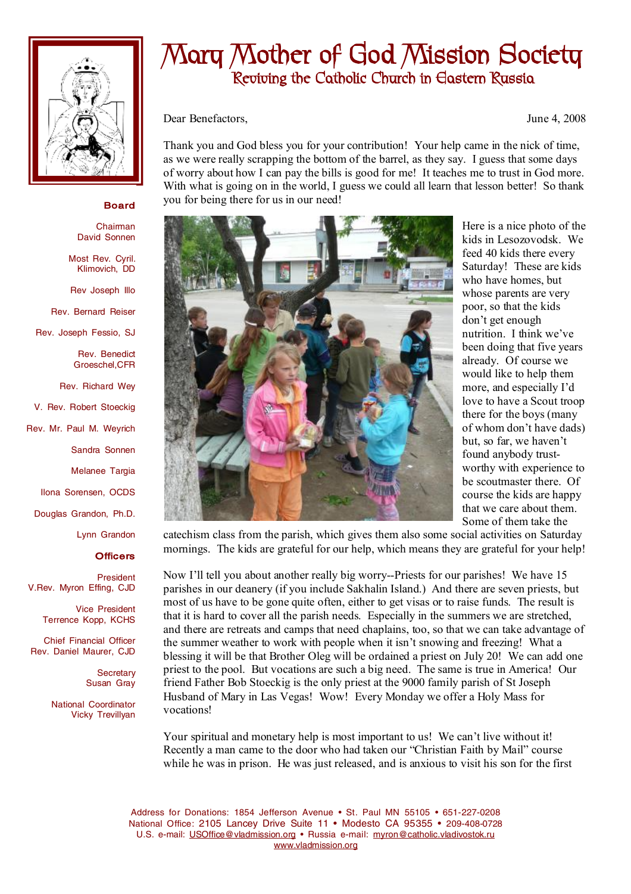# Mary Mother of God Mission Society

## Reviving the Catholic Church in Eastern Russia

**Board**

Chairman
David Sonnen

Most Rev. Cyril. Klimovich, DD

Rev Joseph Illo

Rev. Bernard Reiser

Rev. Joseph Fessio, SJ

Rev. Benedict Groeschel,CFR

Rev. Richard Wey

V. Rev. Robert Stoeckig

Rev. Mr. Paul M. Weyrich

Sandra Sonnen

Melanee Targia

Ilona Sorensen, OCDS

Douglas Grandon, Ph.D.

Lynn Grandon

**Officers**

President
V.Rev. Myron Effing, CJD

Vice President
Terrence Kopp, KCHS

Chief Financial Officer
Rev. Daniel Maurer, CJD

Secretary
Susan Gray

National Coordinator
Vicky Trevillyan

Dear Benefactors, June 4, 2008

Thank you and God bless you for your contribution! Your help came in the nick of time, as we were really scrapping the bottom of the barrel, as they say. I guess that some days of worry about how I can pay the bills is good for me! It teaches me to trust in God more. With what is going on in the world, I guess we could all learn that lesson better! So thank you for being there for us in our need!

Here is a nice photo of the kids in Lesozovodsk. We feed 40 kids there every Saturday! These are kids who have homes, but whose parents are very poor, so that the kids don't get enough nutrition. I think we've been doing that five years already. Of course we would like to help them more, and especially I'd love to have a Scout troop there for the boys (many of whom don't have dads) but, so far, we haven't found anybody trust-worthy with experience to be scoutmaster there. Of course the kids are happy that we care about them. Some of them take the catechism class from the parish, which gives them also some social activities on Saturday mornings. The kids are grateful for our help, which means they are grateful for your help!

Now I'll tell you about another really big worry--Priests for our parishes! We have 15 parishes in our deanery (if you include Sakhalin Island.) And there are seven priests, but most of us have to be gone quite often, either to get visas or to raise funds. The result is that it is hard to cover all the parish needs. Especially in the summers we are stretched, and there are retreats and camps that need chaplains, too, so that we can take advantage of the summer weather to work with people when it isn't snowing and freezing! What a blessing it will be that Brother Oleg will be ordained a priest on July 20! We can add one priest to the pool. But vocations are such a big need. The same is true in America! Our friend Father Bob Stoeckig is the only priest at the 9000 family parish of St Joseph Husband of Mary in Las Vegas! Wow! Every Monday we offer a Holy Mass for vocations!

Your spiritual and monetary help is most important to us! We can't live without it! Recently a man came to the door who had taken our "Christian Faith by Mail" course while he was in prison. He was just released, and is anxious to visit his son for the first

Address for Donations: 1854 Jefferson Avenue • St. Paul MN 55105 • 651-227-0208
National Office: 2105 Lancey Drive Suite 11 • Modesto CA 95355 • 209-408-0728
U.S. e-mail: USOffice@vladmission.org • Russia e-mail: myron@catholic.vladivostok.ru
www.vladmission.org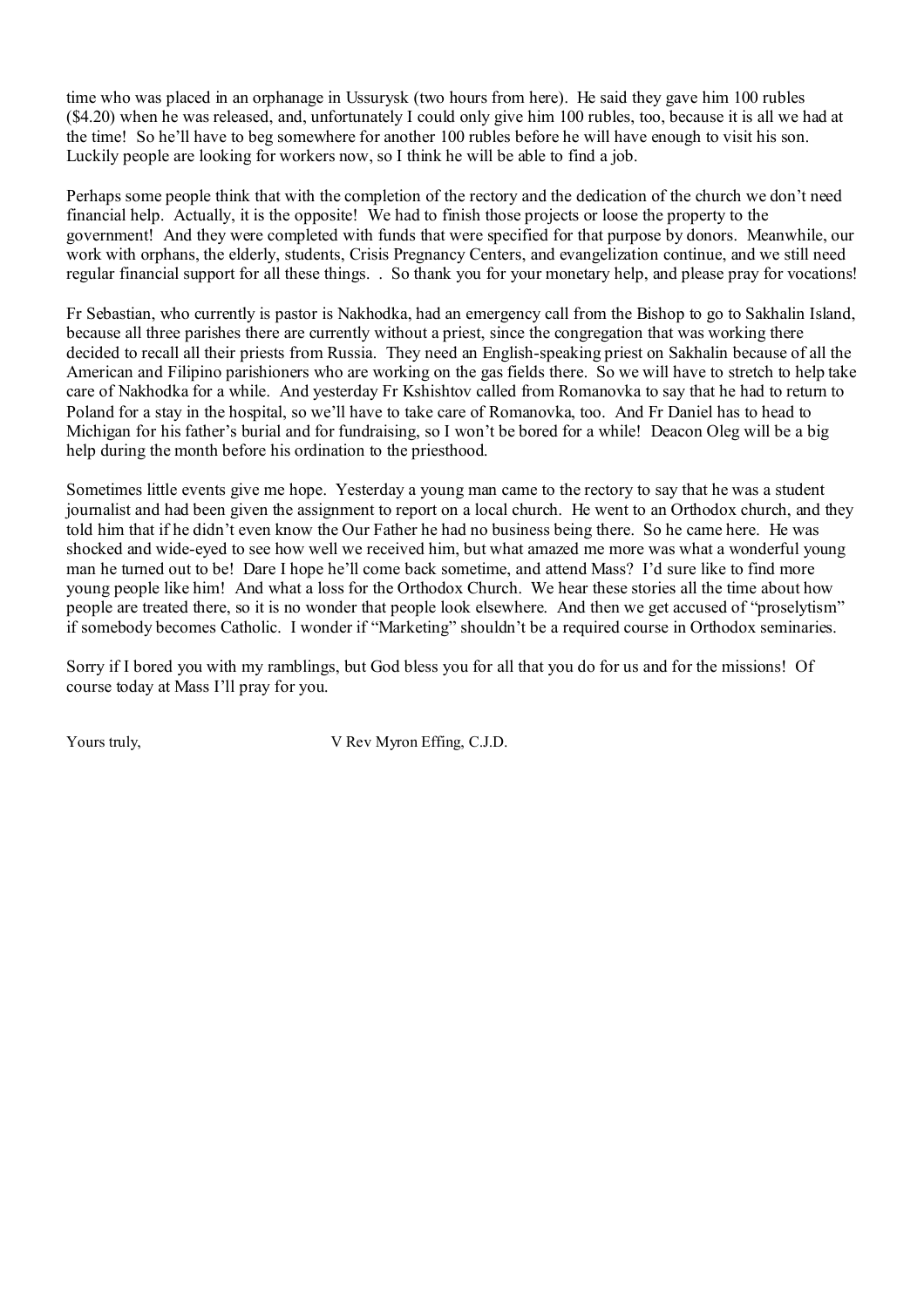time who was placed in an orphanage in Ussurysk (two hours from here). He said they gave him 100 rubles ($4.20) when he was released, and, unfortunately I could only give him 100 rubles, too, because it is all we had at the time! So he'll have to beg somewhere for another 100 rubles before he will have enough to visit his son. Luckily people are looking for workers now, so I think he will be able to find a job.

Perhaps some people think that with the completion of the rectory and the dedication of the church we don't need financial help. Actually, it is the opposite! We had to finish those projects or loose the property to the government! And they were completed with funds that were specified for that purpose by donors. Meanwhile, our work with orphans, the elderly, students, Crisis Pregnancy Centers, and evangelization continue, and we still need regular financial support for all these things. . So thank you for your monetary help, and please pray for vocations!

Fr Sebastian, who currently is pastor is Nakhodka, had an emergency call from the Bishop to go to Sakhalin Island, because all three parishes there are currently without a priest, since the congregation that was working there decided to recall all their priests from Russia. They need an English-speaking priest on Sakhalin because of all the American and Filipino parishioners who are working on the gas fields there. So we will have to stretch to help take care of Nakhodka for a while. And yesterday Fr Kshishtov called from Romanovka to say that he had to return to Poland for a stay in the hospital, so we'll have to take care of Romanovka, too. And Fr Daniel has to head to Michigan for his father's burial and for fundraising, so I won't be bored for a while! Deacon Oleg will be a big help during the month before his ordination to the priesthood.

Sometimes little events give me hope. Yesterday a young man came to the rectory to say that he was a student journalist and had been given the assignment to report on a local church. He went to an Orthodox church, and they told him that if he didn't even know the Our Father he had no business being there. So he came here. He was shocked and wide-eyed to see how well we received him, but what amazed me more was what a wonderful young man he turned out to be! Dare I hope he'll come back sometime, and attend Mass? I'd sure like to find more young people like him! And what a loss for the Orthodox Church. We hear these stories all the time about how people are treated there, so it is no wonder that people look elsewhere. And then we get accused of "proselytism" if somebody becomes Catholic. I wonder if "Marketing" shouldn't be a required course in Orthodox seminaries.

Sorry if I bored you with my ramblings, but God bless you for all that you do for us and for the missions! Of course today at Mass I'll pray for you.

Yours truly, V Rev Myron Effing, C.J.D.